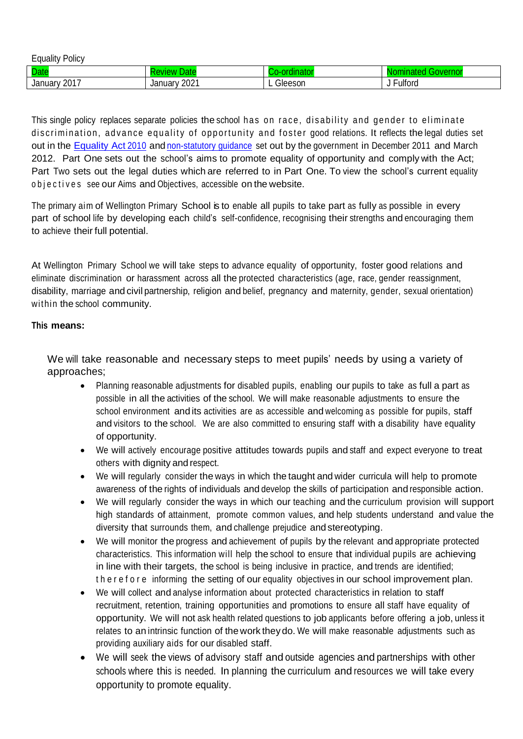Equality Policy

| Date | Review Date | Co-ordinator | Nominated Governor |
|---|---|---|---|
| January 2017 | January 2021 | L Gleeson | J Fulford |

This single policy replaces separate policies the school has on race, disability and gender to eliminate discrimination, advance equality of opportunity and foster good relations. It reflects the legal duties set out in the [Equality Act 2010](#) and [non-statutory guidance](#) set out by the government in December 2011 and March 2012. Part One sets out the school's aims to promote equality of opportunity and comply with the Act; Part Two sets out the legal duties which are referred to in Part One. To view the school's current equality objectives see our Aims and Objectives, accessible on the website.

The primary aim of Wellington Primary School is to enable all pupils to take part as fully as possible in every part of school life by developing each child's self-confidence, recognising their strengths and encouraging them to achieve their full potential.

At Wellington Primary School we will take steps to advance equality of opportunity, foster good relations and eliminate discrimination or harassment across all the protected characteristics (age, race, gender reassignment, disability, marriage and civil partnership, religion and belief, pregnancy and maternity, gender, sexual orientation) within the school community.

**This means:**

We will take reasonable and necessary steps to meet pupils' needs by using a variety of approaches;

- Planning reasonable adjustments for disabled pupils, enabling our pupils to take as full a part as possible in all the activities of the school. We will make reasonable adjustments to ensure the school environment and its activities are as accessible and welcoming as possible for pupils, staff and visitors to the school. We are also committed to ensuring staff with a disability have equality of opportunity.
- We will actively encourage positive attitudes towards pupils and staff and expect everyone to treat others with dignity and respect.
- We will regularly consider the ways in which the taught and wider curricula will help to promote awareness of the rights of individuals and develop the skills of participation and responsible action.
- We will regularly consider the ways in which our teaching and the curriculum provision will support high standards of attainment, promote common values, and help students understand and value the diversity that surrounds them, and challenge prejudice and stereotyping.
- We will monitor the progress and achievement of pupils by the relevant and appropriate protected characteristics. This information will help the school to ensure that individual pupils are achieving in line with their targets, the school is being inclusive in practice, and trends are identified; therefore informing the setting of our equality objectives in our school improvement plan.
- We will collect and analyse information about protected characteristics in relation to staff recruitment, retention, training opportunities and promotions to ensure all staff have equality of opportunity. We will not ask health related questions to job applicants before offering a job, unless it relates to an intrinsic function of the work they do. We will make reasonable adjustments such as providing auxiliary aids for our disabled staff.
- We will seek the views of advisory staff and outside agencies and partnerships with other schools where this is needed. In planning the curriculum and resources we will take every opportunity to promote equality.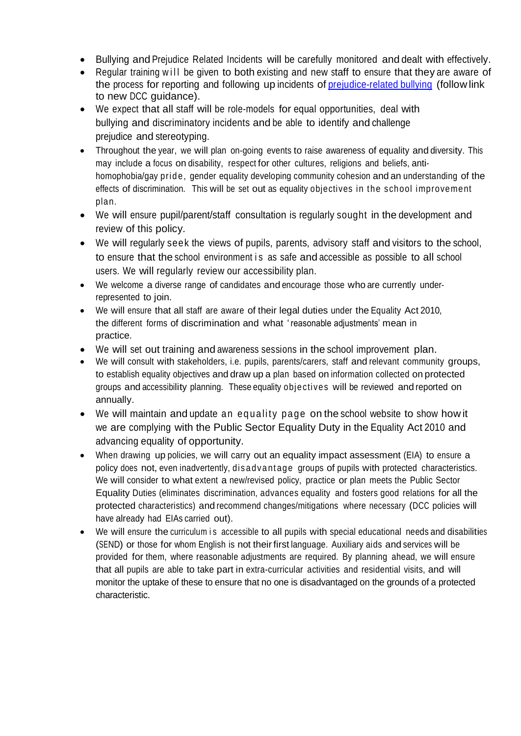- Bullying and Prejudice Related Incidents will be carefully monitored and dealt with effectively.
- Regular training will be given to both existing and new staff to ensure that they are aware of the process for reporting and following up incidents of prejudice-related bullying (follow link to new DCC guidance).
- We expect that all staff will be role-models for equal opportunities, deal with bullying and discriminatory incidents and be able to identify and challenge prejudice and stereotyping.
- Throughout the year, we will plan on-going events to raise awareness of equality and diversity. This may include a focus on disability, respect for other cultures, religions and beliefs, anti-homophobia/gay pride, gender equality developing community cohesion and an understanding of the effects of discrimination. This will be set out as equality objectives in the school improvement plan.
- We will ensure pupil/parent/staff consultation is regularly sought in the development and review of this policy.
- We will regularly seek the views of pupils, parents, advisory staff and visitors to the school, to ensure that the school environment is as safe and accessible as possible to all school users. We will regularly review our accessibility plan.
- We welcome a diverse range of candidates and encourage those who are currently under-represented to join.
- We will ensure that all staff are aware of their legal duties under the Equality Act 2010, the different forms of discrimination and what 'reasonable adjustments' mean in practice.
- We will set out training and awareness sessions in the school improvement plan.
- We will consult with stakeholders, i.e. pupils, parents/carers, staff and relevant community groups, to establish equality objectives and draw up a plan based on information collected on protected groups and accessibility planning. These equality objectives will be reviewed and reported on annually.
- We will maintain and update an equality page on the school website to show how it we are complying with the Public Sector Equality Duty in the Equality Act 2010 and advancing equality of opportunity.
- When drawing up policies, we will carry out an equality impact assessment (EIA) to ensure a policy does not, even inadvertently, disadvantage groups of pupils with protected characteristics. We will consider to what extent a new/revised policy, practice or plan meets the Public Sector Equality Duties (eliminates discrimination, advances equality and fosters good relations for all the protected characteristics) and recommend changes/mitigations where necessary (DCC policies will have already had EIAs carried out).
- We will ensure the curriculum is accessible to all pupils with special educational needs and disabilities (SEND) or those for whom English is not their first language. Auxiliary aids and services will be provided for them, where reasonable adjustments are required. By planning ahead, we will ensure that all pupils are able to take part in extra-curricular activities and residential visits, and will monitor the uptake of these to ensure that no one is disadvantaged on the grounds of a protected characteristic.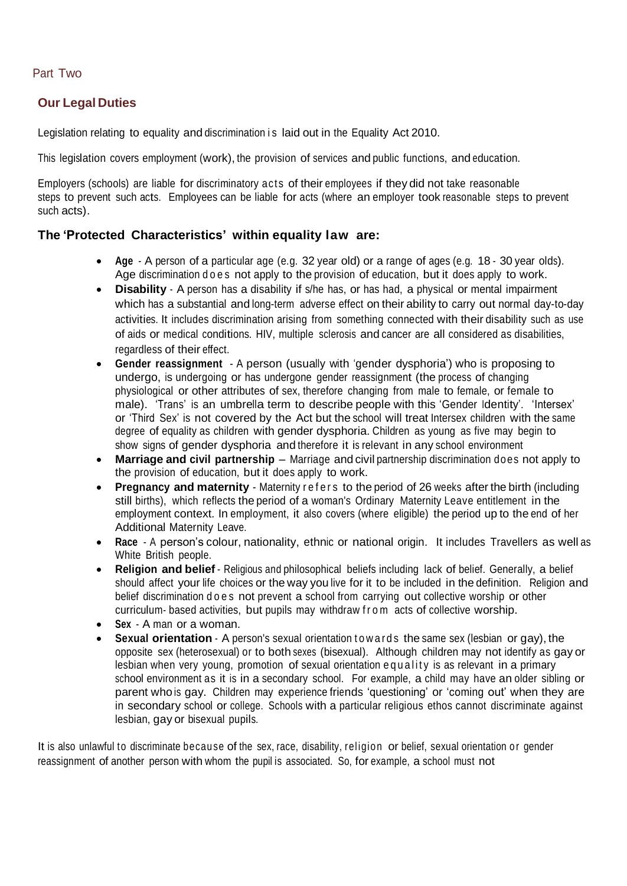Part Two

## Our Legal Duties

Legislation relating to equality and discrimination is laid out in the Equality Act 2010.

This legislation covers employment (work), the provision of services and public functions, and education.

Employers (schools) are liable for discriminatory acts of their employees if they did not take reasonable steps to prevent such acts. Employees can be liable for acts (where an employer took reasonable steps to prevent such acts).

### The 'Protected Characteristics' within equality law are:

- **Age** - A person of a particular age (e.g. 32 year old) or a range of ages (e.g. 18 - 30 year olds). Age discrimination does not apply to the provision of education, but it does apply to work.
- **Disability** - A person has a disability if s/he has, or has had, a physical or mental impairment which has a substantial and long-term adverse effect on their ability to carry out normal day-to-day activities. It includes discrimination arising from something connected with their disability such as use of aids or medical conditions. HIV, multiple sclerosis and cancer are all considered as disabilities, regardless of their effect.
- **Gender reassignment** - A person (usually with 'gender dysphoria') who is proposing to undergo, is undergoing or has undergone gender reassignment (the process of changing physiological or other attributes of sex, therefore changing from male to female, or female to male). 'Trans' is an umbrella term to describe people with this 'Gender Identity'. 'Intersex' or 'Third Sex' is not covered by the Act but the school will treat Intersex children with the same degree of equality as children with gender dysphoria. Children as young as five may begin to show signs of gender dysphoria and therefore it is relevant in any school environment
- **Marriage and civil partnership** – Marriage and civil partnership discrimination does not apply to the provision of education, but it does apply to work.
- **Pregnancy and maternity** - Maternity refers to the period of 26 weeks after the birth (including still births), which reflects the period of a woman's Ordinary Maternity Leave entitlement in the employment context. In employment, it also covers (where eligible) the period up to the end of her Additional Maternity Leave.
- **Race** - A person's colour, nationality, ethnic or national origin. It includes Travellers as well as White British people.
- **Religion and belief** - Religious and philosophical beliefs including lack of belief. Generally, a belief should affect your life choices or the way you live for it to be included in the definition. Religion and belief discrimination does not prevent a school from carrying out collective worship or other curriculum- based activities, but pupils may withdraw from acts of collective worship.
- **Sex** - A man or a woman.
- **Sexual orientation** - A person's sexual orientation towards the same sex (lesbian or gay), the opposite sex (heterosexual) or to both sexes (bisexual). Although children may not identify as gay or lesbian when very young, promotion of sexual orientation equality is as relevant in a primary school environment as it is in a secondary school. For example, a child may have an older sibling or parent who is gay. Children may experience friends 'questioning' or 'coming out' when they are in secondary school or college. Schools with a particular religious ethos cannot discriminate against lesbian, gay or bisexual pupils.

It is also unlawful to discriminate because of the sex, race, disability, religion or belief, sexual orientation or gender reassignment of another person with whom the pupil is associated. So, for example, a school must not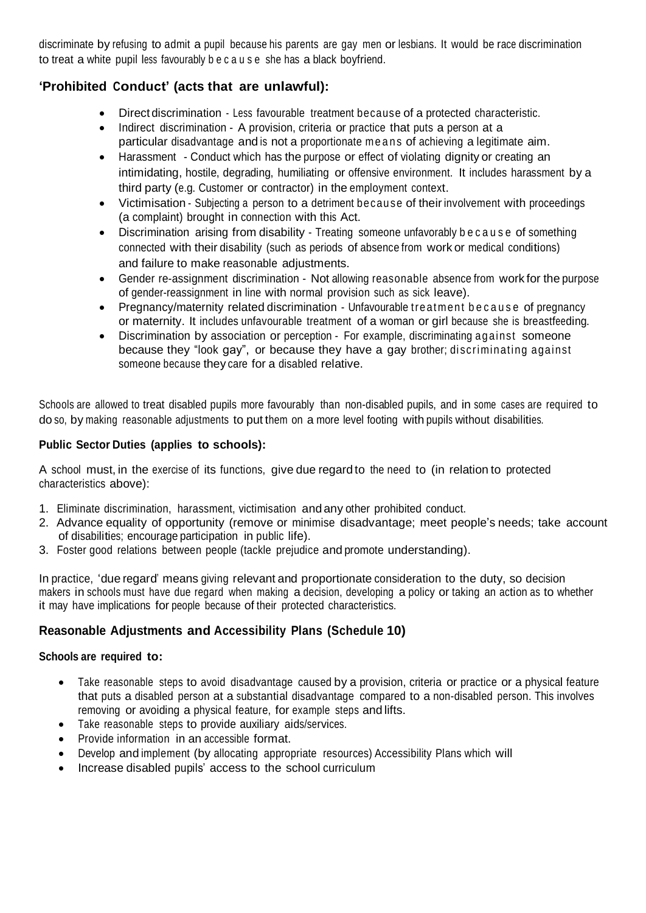discriminate by refusing to admit a pupil because his parents are gay men or lesbians. It would be race discrimination to treat a white pupil less favourably because she has a black boyfriend.

## 'Prohibited Conduct' (acts that are unlawful):

- Direct discrimination - Less favourable treatment because of a protected characteristic.
- Indirect discrimination - A provision, criteria or practice that puts a person at a particular disadvantage and is not a proportionate means of achieving a legitimate aim.
- Harassment - Conduct which has the purpose or effect of violating dignity or creating an intimidating, hostile, degrading, humiliating or offensive environment. It includes harassment by a third party (e.g. Customer or contractor) in the employment context.
- Victimisation - Subjecting a person to a detriment because of their involvement with proceedings (a complaint) brought in connection with this Act.
- Discrimination arising from disability - Treating someone unfavorably because of something connected with their disability (such as periods of absence from work or medical conditions) and failure to make reasonable adjustments.
- Gender re-assignment discrimination - Not allowing reasonable absence from work for the purpose of gender-reassignment in line with normal provision such as sick leave).
- Pregnancy/maternity related discrimination - Unfavourable treatment because of pregnancy or maternity. It includes unfavourable treatment of a woman or girl because she is breastfeeding.
- Discrimination by association or perception - For example, discriminating against someone because they "look gay", or because they have a gay brother; discriminating against someone because they care for a disabled relative.

Schools are allowed to treat disabled pupils more favourably than non-disabled pupils, and in some cases are required to do so, by making reasonable adjustments to put them on a more level footing with pupils without disabilities.

### Public Sector Duties (applies to schools):

A school must, in the exercise of its functions, give due regard to the need to (in relation to protected characteristics above):

1. Eliminate discrimination, harassment, victimisation and any other prohibited conduct.
2. Advance equality of opportunity (remove or minimise disadvantage; meet people's needs; take account of disabilities; encourage participation in public life).
3. Foster good relations between people (tackle prejudice and promote understanding).

In practice, 'due regard' means giving relevant and proportionate consideration to the duty, so decision makers in schools must have due regard when making a decision, developing a policy or taking an action as to whether it may have implications for people because of their protected characteristics.

## Reasonable Adjustments and Accessibility Plans (Schedule 10)

**Schools are required to:**

- Take reasonable steps to avoid disadvantage caused by a provision, criteria or practice or a physical feature that puts a disabled person at a substantial disadvantage compared to a non-disabled person. This involves removing or avoiding a physical feature, for example steps and lifts.
- Take reasonable steps to provide auxiliary aids/services.
- Provide information in an accessible format.
- Develop and implement (by allocating appropriate resources) Accessibility Plans which will
- Increase disabled pupils' access to the school curriculum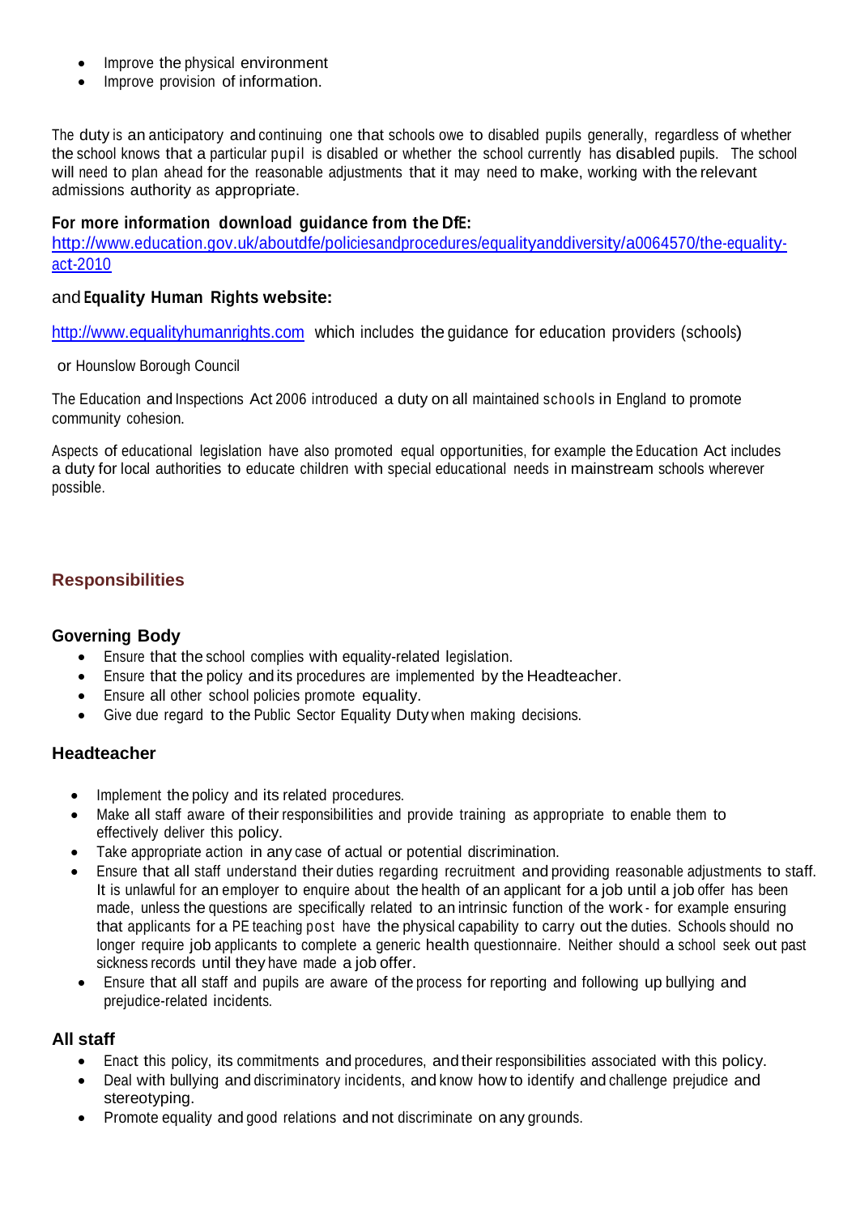- Improve the physical environment
- Improve provision of information.

The duty is an anticipatory and continuing one that schools owe to disabled pupils generally, regardless of whether the school knows that a particular pupil is disabled or whether the school currently has disabled pupils. The school will need to plan ahead for the reasonable adjustments that it may need to make, working with the relevant admissions authority as appropriate.

**For more information download guidance from the DfE:**
[http://www.education.gov.uk/aboutdfe/policiesandprocedures/equalityanddiversity/a0064570/the-equality-act-2010](http://www.education.gov.uk/aboutdfe/policiesandprocedures/equalityanddiversity/a0064570/the-equality-act-2010)

and **Equality Human Rights website:**

[http://www.equalityhumanrights.com](http://www.equalityhumanrights.com) which includes the guidance for education providers (schools)

or Hounslow Borough Council

The Education and Inspections Act 2006 introduced a duty on all maintained schools in England to promote community cohesion.

Aspects of educational legislation have also promoted equal opportunities, for example the Education Act includes a duty for local authorities to educate children with special educational needs in mainstream schools wherever possible.

## Responsibilities

### Governing Body

- Ensure that the school complies with equality-related legislation.
- Ensure that the policy and its procedures are implemented by the Headteacher.
- Ensure all other school policies promote equality.
- Give due regard to the Public Sector Equality Duty when making decisions.

### Headteacher

- Implement the policy and its related procedures.
- Make all staff aware of their responsibilities and provide training as appropriate to enable them to effectively deliver this policy.
- Take appropriate action in any case of actual or potential discrimination.
- Ensure that all staff understand their duties regarding recruitment and providing reasonable adjustments to staff. It is unlawful for an employer to enquire about the health of an applicant for a job until a job offer has been made, unless the questions are specifically related to an intrinsic function of the work - for example ensuring that applicants for a PE teaching post have the physical capability to carry out the duties. Schools should no longer require job applicants to complete a generic health questionnaire. Neither should a school seek out past sickness records until they have made a job offer.
- Ensure that all staff and pupils are aware of the process for reporting and following up bullying and prejudice-related incidents.

### All staff

- Enact this policy, its commitments and procedures, and their responsibilities associated with this policy.
- Deal with bullying and discriminatory incidents, and know how to identify and challenge prejudice and stereotyping.
- Promote equality and good relations and not discriminate on any grounds.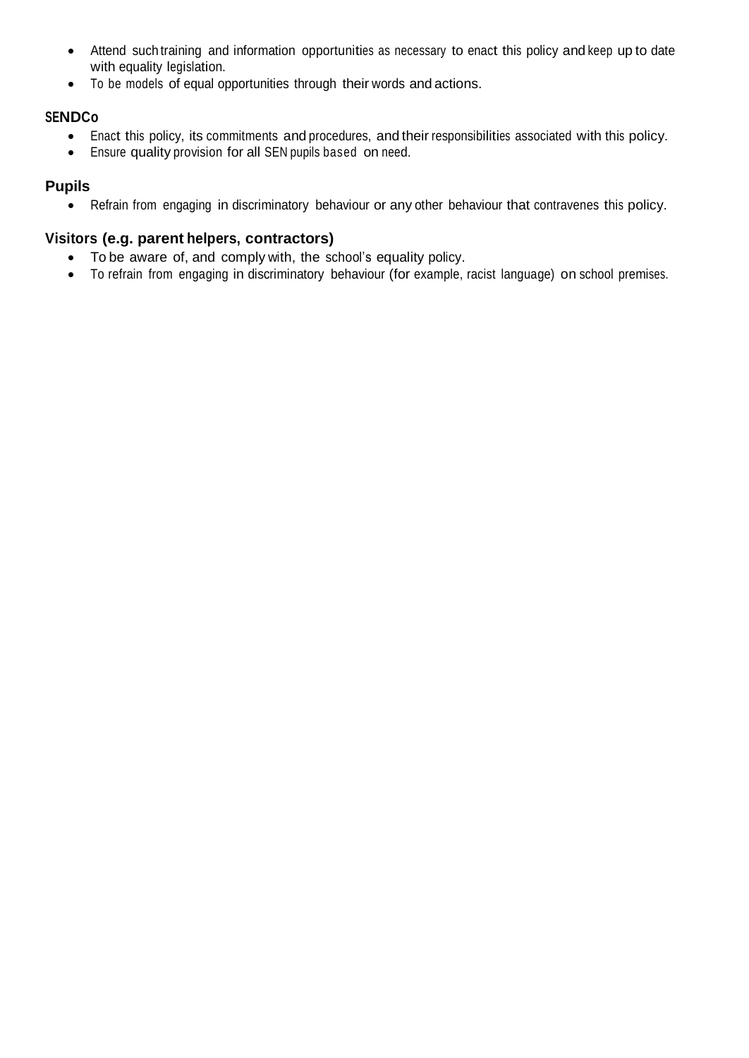- Attend such training and information opportunities as necessary to enact this policy and keep up to date with equality legislation.
- To be models of equal opportunities through their words and actions.

### SENDCo

- Enact this policy, its commitments and procedures, and their responsibilities associated with this policy.
- Ensure quality provision for all SEN pupils based on need.

### Pupils

- Refrain from engaging in discriminatory behaviour or any other behaviour that contravenes this policy.

### Visitors (e.g. parent helpers, contractors)

- To be aware of, and comply with, the school's equality policy.
- To refrain from engaging in discriminatory behaviour (for example, racist language) on school premises.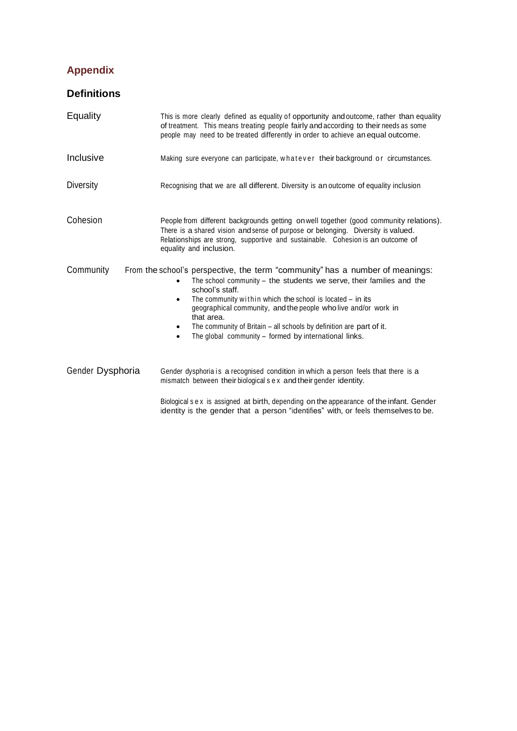## Appendix

### Definitions

| | |
|---|---|
| Equality | This is more clearly defined as equality of opportunity and outcome, rather than equality of treatment. This means treating people fairly and according to their needs as some people may need to be treated differently in order to achieve an equal outcome. |
| Inclusive | Making sure everyone can participate, whatever their background or circumstances. |
| Diversity | Recognising that we are all different. Diversity is an outcome of equality inclusion |
| Cohesion | People from different backgrounds getting on well together (good community relations). There is a shared vision and sense of purpose or belonging. Diversity is valued. Relationships are strong, supportive and sustainable. Cohesion is an outcome of equality and inclusion. |

Community From the school's perspective, the term "community" has a number of meanings:

- The school community – the students we serve, their families and the school's staff.
- The community within which the school is located – in its geographical community, and the people who live and/or work in that area.
- The community of Britain – all schools by definition are part of it.
- The global community – formed by international links.

| | |
|---|---|
| Gender Dysphoria | Gender dysphoria is a recognised condition in which a person feels that there is a mismatch between their biological sex and their gender identity.<br><br>Biological sex is assigned at birth, depending on the appearance of the infant. Gender identity is the gender that a person "identifies" with, or feels themselves to be. |